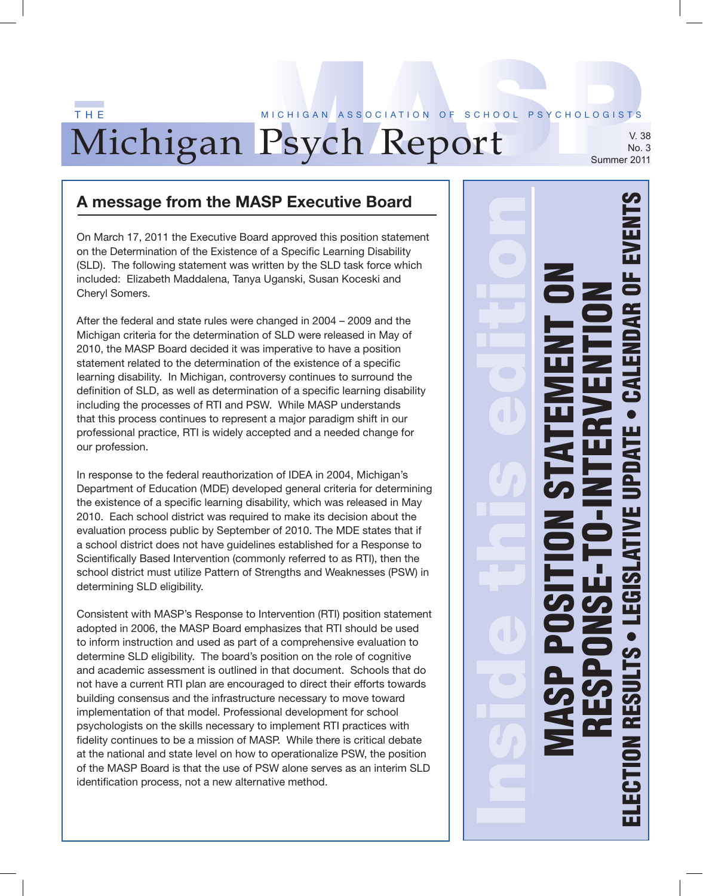THE MICHIGAN ASSOCIATION OF SCHOOL PSYCHOLOGISTS

# Michigan Psych Report

V. 38
No. 3
Summer 2011

## A message from the MASP Executive Board

On March 17, 2011 the Executive Board approved this position statement on the Determination of the Existence of a Specific Learning Disability (SLD). The following statement was written by the SLD task force which included: Elizabeth Maddalena, Tanya Uganski, Susan Koceski and Cheryl Somers.

After the federal and state rules were changed in 2004 – 2009 and the Michigan criteria for the determination of SLD were released in May of 2010, the MASP Board decided it was imperative to have a position statement related to the determination of the existence of a specific learning disability. In Michigan, controversy continues to surround the definition of SLD, as well as determination of a specific learning disability including the processes of RTI and PSW. While MASP understands that this process continues to represent a major paradigm shift in our professional practice, RTI is widely accepted and a needed change for our profession.

In response to the federal reauthorization of IDEA in 2004, Michigan's Department of Education (MDE) developed general criteria for determining the existence of a specific learning disability, which was released in May 2010. Each school district was required to make its decision about the evaluation process public by September of 2010. The MDE states that if a school district does not have guidelines established for a Response to Scientifically Based Intervention (commonly referred to as RTI), then the school district must utilize Pattern of Strengths and Weaknesses (PSW) in determining SLD eligibility.

Consistent with MASP's Response to Intervention (RTI) position statement adopted in 2006, the MASP Board emphasizes that RTI should be used to inform instruction and used as part of a comprehensive evaluation to determine SLD eligibility. The board's position on the role of cognitive and academic assessment is outlined in that document. Schools that do not have a current RTI plan are encouraged to direct their efforts towards building consensus and the infrastructure necessary to move toward implementation of that model. Professional development for school psychologists on the skills necessary to implement RTI practices with fidelity continues to be a mission of MASP. While there is critical debate at the national and state level on how to operationalize PSW, the position of the MASP Board is that the use of PSW alone serves as an interim SLD identification process, not a new alternative method.

## Inside this edition

**MASP POSITION STATEMENT ON RESPONSE-TO-INTERVENTION**

**ELECTION RESULTS • LEGISLATIVE UPDATE • CALENDAR OF EVENTS**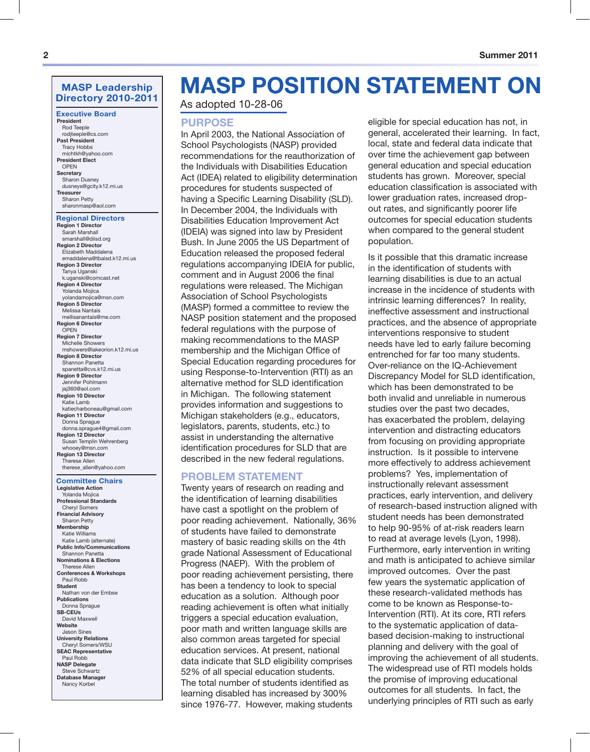## MASP Leadership Directory 2010-2011

### Executive Board

**President**
Rod Teeple
rodjteeple@cs.com

**Past President**
Tracy Hobbs
michtkh@yahoo.com

**President Elect**
OPEN

**Secretary**
Sharon Dusney
dusneys@gcity.k12.mi.us

**Treasurer**
Sharon Petty
sharonmasp@aol.com

### Regional Directors

**Region 1 Director**
Sarah Marshall
smarshall@diisd.org

**Region 2 Director**
Elizabeth Maddalena
emaddalena@tbaisd.k12.mi.us

**Region 3 Director**
Tanya Uganski
k.uganski@comcast.net

**Region 4 Director**
Yolanda Mojica
yolandamojica@msn.com

**Region 5 Director**
Melissa Nantais
mellisanantais@me.com

**Region 6 Director**
OPEN

**Region 7 Director**
Michelle Showers
mshowers@lakeorion.k12.mi.us

**Region 8 Director**
Shannon Panetta
spanetta@cvs.k12.mi.us

**Region 9 Director**
Jennifer Pohlmann
jaj360@aol.com

**Region 10 Director**
Katie Lamb
katiecharboneau@gmail.com

**Region 11 Director**
Donna Sprague
donna.sprague4@gmail.com

**Region 12 Director**
Susan Templin Wehrenberg
whooey@msn.com

**Region 13 Director**
Therese Allen
therese_allen@yahoo.com

### Committee Chairs

**Legislative Action**
Yolanda Mojica

**Professional Standards**
Cheryl Somers

**Financial Advisory**
Sharon Petty

**Membership**
Katie Williams
Katie Lamb (alternate)

**Public Info/Communications**
Shannon Panetta

**Nominations & Elections**
Therese Allen

**Conferences & Workshops**
Paul Robb

**Student**
Nathan von der Embse

**Publications**
Donna Sprague

**SB-CEUs**
David Maxwell

**Website**
Jason Sines

**University Relations**
Cheryl Somers/WSU

**SEAC Representative**
Paul Robb

**NASP Delegate**
Steve Schwartz

**Database Manager**
Nancy Korbel

# MASP POSITION STATEMENT ON

As adopted 10-28-06

## PURPOSE

In April 2003, the National Association of School Psychologists (NASP) provided recommendations for the reauthorization of the Individuals with Disabilities Education Act (IDEA) related to eligibility determination procedures for students suspected of having a Specific Learning Disability (SLD). In December 2004, the Individuals with Disabilities Education Improvement Act (IDEIA) was signed into law by President Bush. In June 2005 the US Department of Education released the proposed federal regulations accompanying IDEIA for public, comment and in August 2006 the final regulations were released. The Michigan Association of School Psychologists (MASP) formed a committee to review the NASP position statement and the proposed federal regulations with the purpose of making recommendations to the MASP membership and the Michigan Office of Special Education regarding procedures for using Response-to-Intervention (RTI) as an alternative method for SLD identification in Michigan. The following statement provides information and suggestions to Michigan stakeholders (e.g., educators, legislators, parents, students, etc.) to assist in understanding the alternative identification procedures for SLD that are described in the new federal regulations.

## PROBLEM STATEMENT

Twenty years of research on reading and the identification of learning disabilities have cast a spotlight on the problem of poor reading achievement. Nationally, 36% of students have failed to demonstrate mastery of basic reading skills on the 4th grade National Assessment of Educational Progress (NAEP). With the problem of poor reading achievement persisting, there has been a tendency to look to special education as a solution. Although poor reading achievement is often what initially triggers a special education evaluation, poor math and written language skills are also common areas targeted for special education services. At present, national data indicate that SLD eligibility comprises 52% of all special education students. The total number of students identified as learning disabled has increased by 300% since 1976-77. However, making students eligible for special education has not, in general, accelerated their learning. In fact, local, state and federal data indicate that over time the achievement gap between general education and special education students has grown. Moreover, special education classification is associated with lower graduation rates, increased drop-out rates, and significantly poorer life outcomes for special education students when compared to the general student population.

Is it possible that this dramatic increase in the identification of students with learning disabilities is due to an actual increase in the incidence of students with intrinsic learning differences? In reality, ineffective assessment and instructional practices, and the absence of appropriate interventions responsive to student needs have led to early failure becoming entrenched for far too many students. Over-reliance on the IQ-Achievement Discrepancy Model for SLD identification, which has been demonstrated to be both invalid and unreliable in numerous studies over the past two decades, has exacerbated the problem, delaying intervention and distracting educators from focusing on providing appropriate instruction. Is it possible to intervene more effectively to address achievement problems? Yes, implementation of instructionally relevant assessment practices, early intervention, and delivery of research-based instruction aligned with student needs has been demonstrated to help 90-95% of at-risk readers learn to read at average levels (Lyon, 1998). Furthermore, early intervention in writing and math is anticipated to achieve similar improved outcomes. Over the past few years the systematic application of these research-validated methods has come to be known as Response-to-Intervention (RTI). At its core, RTI refers to the systematic application of data-based decision-making to instructional planning and delivery with the goal of improving the achievement of all students. The widespread use of RTI models holds the promise of improving educational outcomes for all students. In fact, the underlying principles of RTI such as early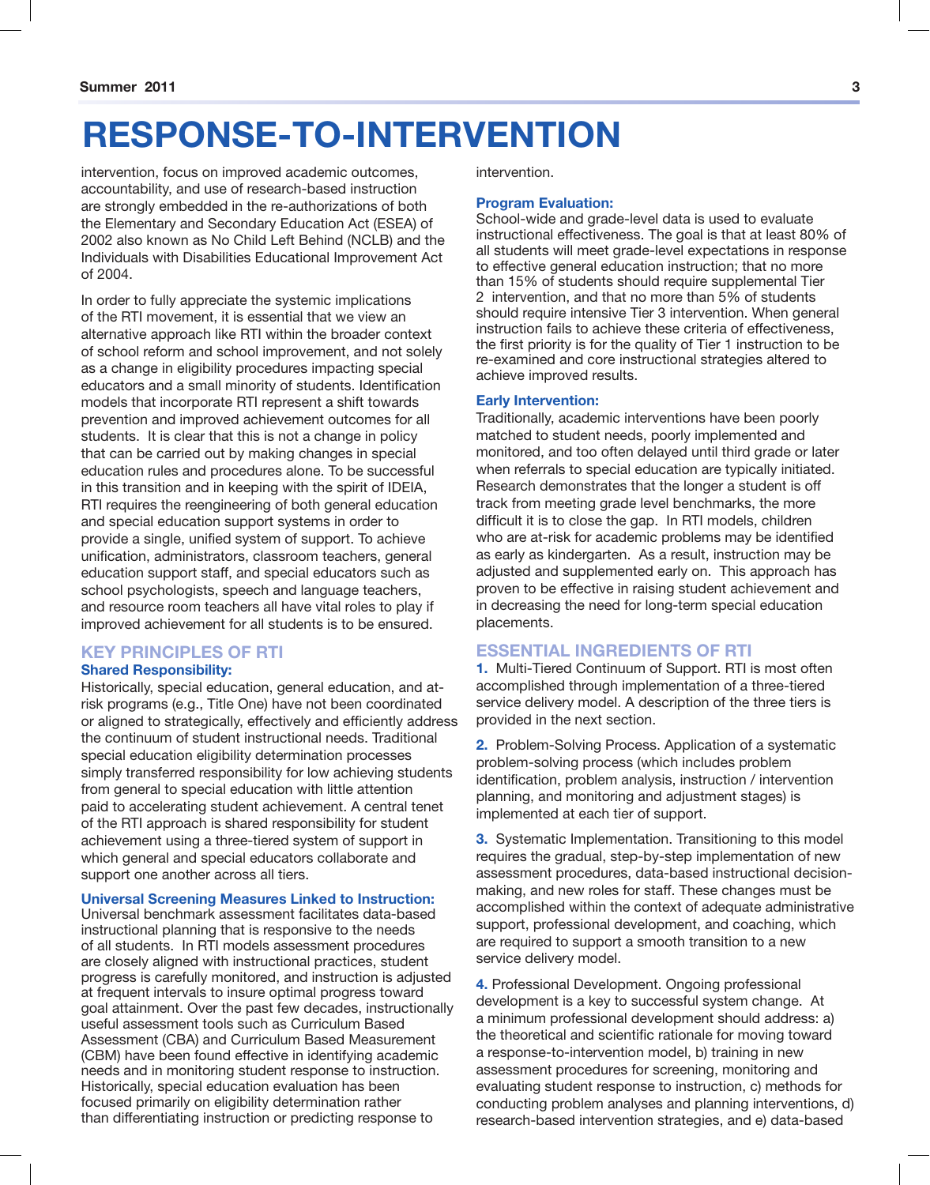# RESPONSE-TO-INTERVENTION

intervention, focus on improved academic outcomes, accountability, and use of research-based instruction are strongly embedded in the re-authorizations of both the Elementary and Secondary Education Act (ESEA) of 2002 also known as No Child Left Behind (NCLB) and the Individuals with Disabilities Educational Improvement Act of 2004.

In order to fully appreciate the systemic implications of the RTI movement, it is essential that we view an alternative approach like RTI within the broader context of school reform and school improvement, and not solely as a change in eligibility procedures impacting special educators and a small minority of students. Identification models that incorporate RTI represent a shift towards prevention and improved achievement outcomes for all students. It is clear that this is not a change in policy that can be carried out by making changes in special education rules and procedures alone. To be successful in this transition and in keeping with the spirit of IDEIA, RTI requires the reengineering of both general education and special education support systems in order to provide a single, unified system of support. To achieve unification, administrators, classroom teachers, general education support staff, and special educators such as school psychologists, speech and language teachers, and resource room teachers all have vital roles to play if improved achievement for all students is to be ensured.

## KEY PRINCIPLES OF RTI

### Shared Responsibility:

Historically, special education, general education, and at-risk programs (e.g., Title One) have not been coordinated or aligned to strategically, effectively and efficiently address the continuum of student instructional needs. Traditional special education eligibility determination processes simply transferred responsibility for low achieving students from general to special education with little attention paid to accelerating student achievement. A central tenet of the RTI approach is shared responsibility for student achievement using a three-tiered system of support in which general and special educators collaborate and support one another across all tiers.

### Universal Screening Measures Linked to Instruction:

Universal benchmark assessment facilitates data-based instructional planning that is responsive to the needs of all students. In RTI models assessment procedures are closely aligned with instructional practices, student progress is carefully monitored, and instruction is adjusted at frequent intervals to insure optimal progress toward goal attainment. Over the past few decades, instructionally useful assessment tools such as Curriculum Based Assessment (CBA) and Curriculum Based Measurement (CBM) have been found effective in identifying academic needs and in monitoring student response to instruction. Historically, special education evaluation has been focused primarily on eligibility determination rather than differentiating instruction or predicting response to intervention.

### Program Evaluation:

School-wide and grade-level data is used to evaluate instructional effectiveness. The goal is that at least 80% of all students will meet grade-level expectations in response to effective general education instruction; that no more than 15% of students should require supplemental Tier 2 intervention, and that no more than 5% of students should require intensive Tier 3 intervention. When general instruction fails to achieve these criteria of effectiveness, the first priority is for the quality of Tier 1 instruction to be re-examined and core instructional strategies altered to achieve improved results.

### Early Intervention:

Traditionally, academic interventions have been poorly matched to student needs, poorly implemented and monitored, and too often delayed until third grade or later when referrals to special education are typically initiated. Research demonstrates that the longer a student is off track from meeting grade level benchmarks, the more difficult it is to close the gap. In RTI models, children who are at-risk for academic problems may be identified as early as kindergarten. As a result, instruction may be adjusted and supplemented early on. This approach has proven to be effective in raising student achievement and in decreasing the need for long-term special education placements.

## ESSENTIAL INGREDIENTS OF RTI

**1.** Multi-Tiered Continuum of Support. RTI is most often accomplished through implementation of a three-tiered service delivery model. A description of the three tiers is provided in the next section.

**2.** Problem-Solving Process. Application of a systematic problem-solving process (which includes problem identification, problem analysis, instruction / intervention planning, and monitoring and adjustment stages) is implemented at each tier of support.

**3.** Systematic Implementation. Transitioning to this model requires the gradual, step-by-step implementation of new assessment procedures, data-based instructional decision-making, and new roles for staff. These changes must be accomplished within the context of adequate administrative support, professional development, and coaching, which are required to support a smooth transition to a new service delivery model.

**4.** Professional Development. Ongoing professional development is a key to successful system change. At a minimum professional development should address: a) the theoretical and scientific rationale for moving toward a response-to-intervention model, b) training in new assessment procedures for screening, monitoring and evaluating student response to instruction, c) methods for conducting problem analyses and planning interventions, d) research-based intervention strategies, and e) data-based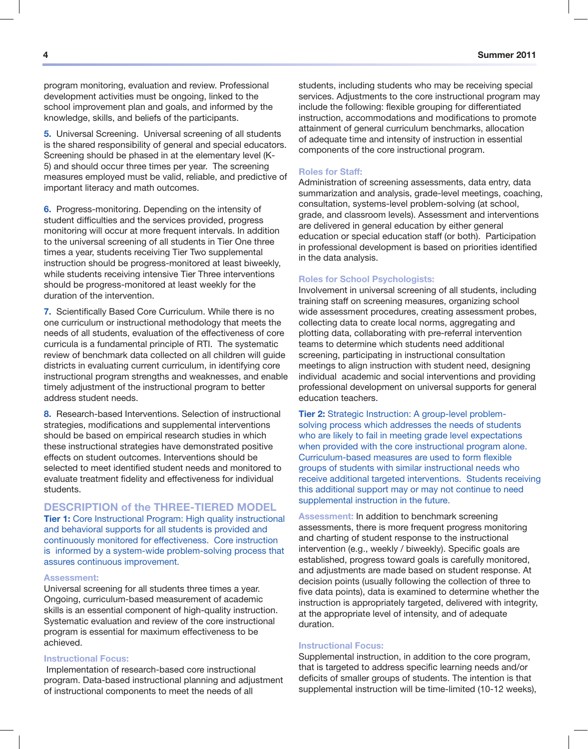program monitoring, evaluation and review. Professional development activities must be ongoing, linked to the school improvement plan and goals, and informed by the knowledge, skills, and beliefs of the participants.

**5.** Universal Screening. Universal screening of all students is the shared responsibility of general and special educators. Screening should be phased in at the elementary level (K-5) and should occur three times per year. The screening measures employed must be valid, reliable, and predictive of important literacy and math outcomes.

**6.** Progress-monitoring. Depending on the intensity of student difficulties and the services provided, progress monitoring will occur at more frequent intervals. In addition to the universal screening of all students in Tier One three times a year, students receiving Tier Two supplemental instruction should be progress-monitored at least biweekly, while students receiving intensive Tier Three interventions should be progress-monitored at least weekly for the duration of the intervention.

**7.** Scientifically Based Core Curriculum. While there is no one curriculum or instructional methodology that meets the needs of all students, evaluation of the effectiveness of core curricula is a fundamental principle of RTI. The systematic review of benchmark data collected on all children will guide districts in evaluating current curriculum, in identifying core instructional program strengths and weaknesses, and enable timely adjustment of the instructional program to better address student needs.

**8.** Research-based Interventions. Selection of instructional strategies, modifications and supplemental interventions should be based on empirical research studies in which these instructional strategies have demonstrated positive effects on student outcomes. Interventions should be selected to meet identified student needs and monitored to evaluate treatment fidelity and effectiveness for individual students.

## DESCRIPTION of the THREE-TIERED MODEL

**Tier 1:** Core Instructional Program: High quality instructional and behavioral supports for all students is provided and continuously monitored for effectiveness. Core instruction is informed by a system-wide problem-solving process that assures continuous improvement.

### Assessment:

Universal screening for all students three times a year. Ongoing, curriculum-based measurement of academic skills is an essential component of high-quality instruction. Systematic evaluation and review of the core instructional program is essential for maximum effectiveness to be achieved.

### Instructional Focus:

Implementation of research-based core instructional program. Data-based instructional planning and adjustment of instructional components to meet the needs of all students, including students who may be receiving special services. Adjustments to the core instructional program may include the following: flexible grouping for differentiated instruction, accommodations and modifications to promote attainment of general curriculum benchmarks, allocation of adequate time and intensity of instruction in essential components of the core instructional program.

### Roles for Staff:

Administration of screening assessments, data entry, data summarization and analysis, grade-level meetings, coaching, consultation, systems-level problem-solving (at school, grade, and classroom levels). Assessment and interventions are delivered in general education by either general education or special education staff (or both). Participation in professional development is based on priorities identified in the data analysis.

### Roles for School Psychologists:

Involvement in universal screening of all students, including training staff on screening measures, organizing school wide assessment procedures, creating assessment probes, collecting data to create local norms, aggregating and plotting data, collaborating with pre-referral intervention teams to determine which students need additional screening, participating in instructional consultation meetings to align instruction with student need, designing individual academic and social interventions and providing professional development on universal supports for general education teachers.

**Tier 2:** Strategic Instruction: A group-level problem-solving process which addresses the needs of students who are likely to fail in meeting grade level expectations when provided with the core instructional program alone. Curriculum-based measures are used to form flexible groups of students with similar instructional needs who receive additional targeted interventions. Students receiving this additional support may or may not continue to need supplemental instruction in the future.

**Assessment:** In addition to benchmark screening assessments, there is more frequent progress monitoring and charting of student response to the instructional intervention (e.g., weekly / biweekly). Specific goals are established, progress toward goals is carefully monitored, and adjustments are made based on student response. At decision points (usually following the collection of three to five data points), data is examined to determine whether the instruction is appropriately targeted, delivered with integrity, at the appropriate level of intensity, and of adequate duration.

### Instructional Focus:

Supplemental instruction, in addition to the core program, that is targeted to address specific learning needs and/or deficits of smaller groups of students. The intention is that supplemental instruction will be time-limited (10-12 weeks),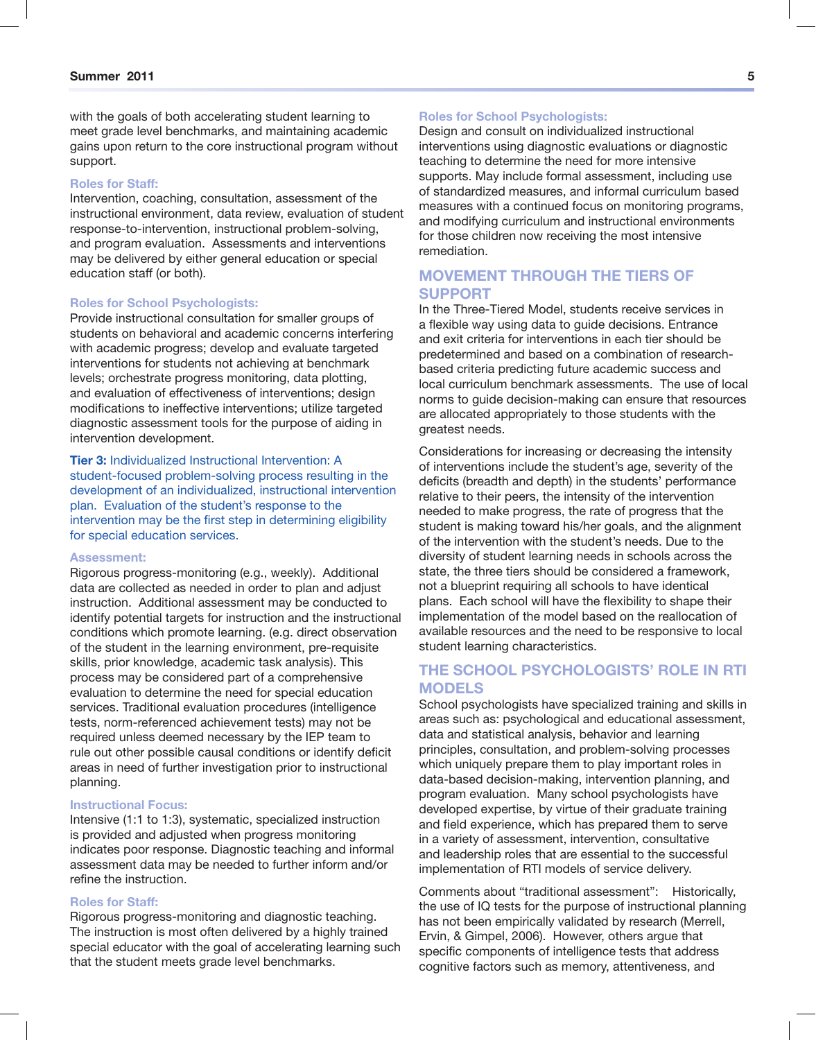with the goals of both accelerating student learning to meet grade level benchmarks, and maintaining academic gains upon return to the core instructional program without support.

#### Roles for Staff:

Intervention, coaching, consultation, assessment of the instructional environment, data review, evaluation of student response-to-intervention, instructional problem-solving, and program evaluation. Assessments and interventions may be delivered by either general education or special education staff (or both).

#### Roles for School Psychologists:

Provide instructional consultation for smaller groups of students on behavioral and academic concerns interfering with academic progress; develop and evaluate targeted interventions for students not achieving at benchmark levels; orchestrate progress monitoring, data plotting, and evaluation of effectiveness of interventions; design modifications to ineffective interventions; utilize targeted diagnostic assessment tools for the purpose of aiding in intervention development.

**Tier 3:** Individualized Instructional Intervention: A student-focused problem-solving process resulting in the development of an individualized, instructional intervention plan. Evaluation of the student's response to the intervention may be the first step in determining eligibility for special education services.

#### Assessment:

Rigorous progress-monitoring (e.g., weekly). Additional data are collected as needed in order to plan and adjust instruction. Additional assessment may be conducted to identify potential targets for instruction and the instructional conditions which promote learning. (e.g. direct observation of the student in the learning environment, pre-requisite skills, prior knowledge, academic task analysis). This process may be considered part of a comprehensive evaluation to determine the need for special education services. Traditional evaluation procedures (intelligence tests, norm-referenced achievement tests) may not be required unless deemed necessary by the IEP team to rule out other possible causal conditions or identify deficit areas in need of further investigation prior to instructional planning.

#### Instructional Focus:

Intensive (1:1 to 1:3), systematic, specialized instruction is provided and adjusted when progress monitoring indicates poor response. Diagnostic teaching and informal assessment data may be needed to further inform and/or refine the instruction.

#### Roles for Staff:

Rigorous progress-monitoring and diagnostic teaching. The instruction is most often delivered by a highly trained special educator with the goal of accelerating learning such that the student meets grade level benchmarks.

#### Roles for School Psychologists:

Design and consult on individualized instructional interventions using diagnostic evaluations or diagnostic teaching to determine the need for more intensive supports. May include formal assessment, including use of standardized measures, and informal curriculum based measures with a continued focus on monitoring programs, and modifying curriculum and instructional environments for those children now receiving the most intensive remediation.

## MOVEMENT THROUGH THE TIERS OF SUPPORT

In the Three-Tiered Model, students receive services in a flexible way using data to guide decisions. Entrance and exit criteria for interventions in each tier should be predetermined and based on a combination of research-based criteria predicting future academic success and local curriculum benchmark assessments. The use of local norms to guide decision-making can ensure that resources are allocated appropriately to those students with the greatest needs.

Considerations for increasing or decreasing the intensity of interventions include the student's age, severity of the deficits (breadth and depth) in the students' performance relative to their peers, the intensity of the intervention needed to make progress, the rate of progress that the student is making toward his/her goals, and the alignment of the intervention with the student's needs. Due to the diversity of student learning needs in schools across the state, the three tiers should be considered a framework, not a blueprint requiring all schools to have identical plans. Each school will have the flexibility to shape their implementation of the model based on the reallocation of available resources and the need to be responsive to local student learning characteristics.

## THE SCHOOL PSYCHOLOGISTS' ROLE IN RTI MODELS

School psychologists have specialized training and skills in areas such as: psychological and educational assessment, data and statistical analysis, behavior and learning principles, consultation, and problem-solving processes which uniquely prepare them to play important roles in data-based decision-making, intervention planning, and program evaluation. Many school psychologists have developed expertise, by virtue of their graduate training and field experience, which has prepared them to serve in a variety of assessment, intervention, consultative and leadership roles that are essential to the successful implementation of RTI models of service delivery.

Comments about "traditional assessment": Historically, the use of IQ tests for the purpose of instructional planning has not been empirically validated by research (Merrell, Ervin, & Gimpel, 2006). However, others argue that specific components of intelligence tests that address cognitive factors such as memory, attentiveness, and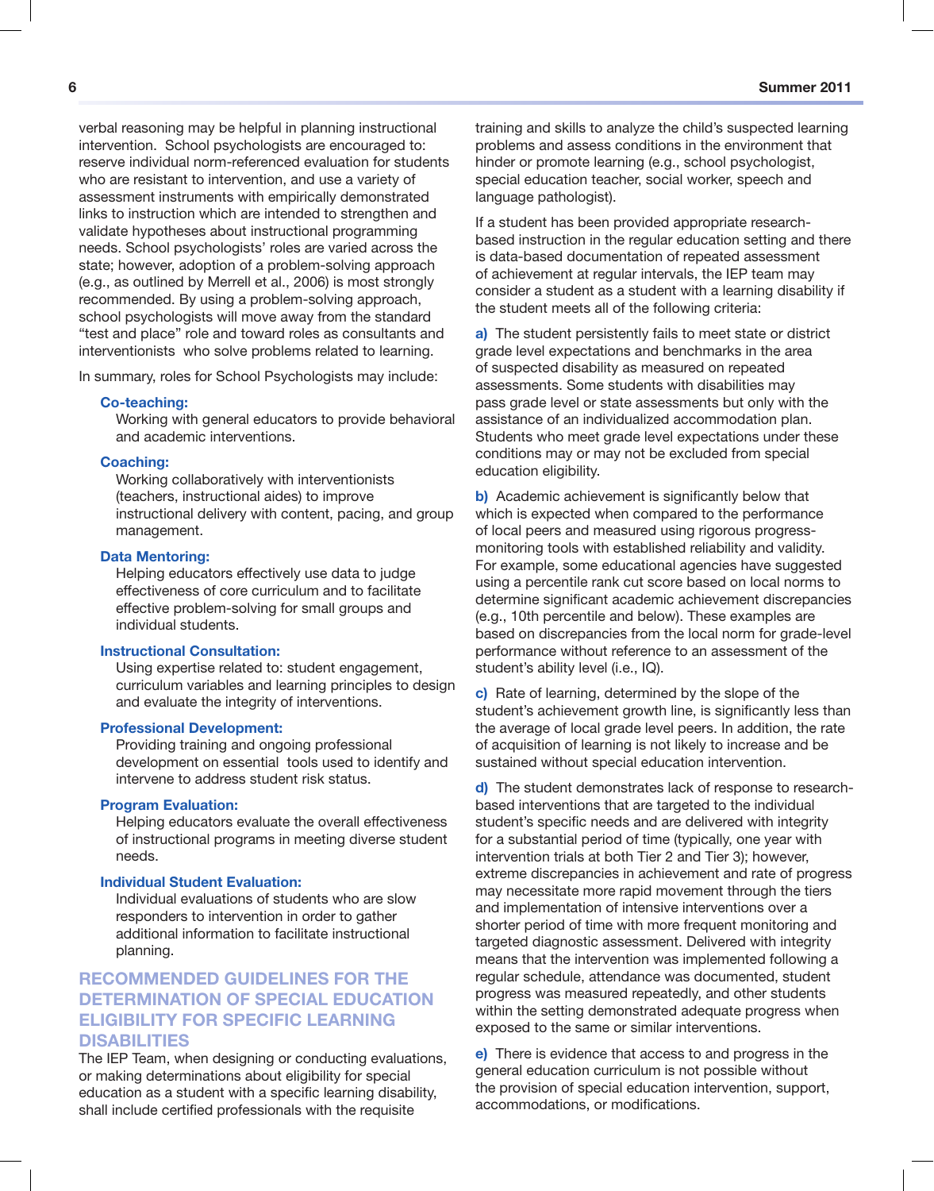verbal reasoning may be helpful in planning instructional intervention. School psychologists are encouraged to: reserve individual norm-referenced evaluation for students who are resistant to intervention, and use a variety of assessment instruments with empirically demonstrated links to instruction which are intended to strengthen and validate hypotheses about instructional programming needs. School psychologists' roles are varied across the state; however, adoption of a problem-solving approach (e.g., as outlined by Merrell et al., 2006) is most strongly recommended. By using a problem-solving approach, school psychologists will move away from the standard "test and place" role and toward roles as consultants and interventionists who solve problems related to learning.

In summary, roles for School Psychologists may include:

**Co-teaching:**
Working with general educators to provide behavioral and academic interventions.

**Coaching:**
Working collaboratively with interventionists (teachers, instructional aides) to improve instructional delivery with content, pacing, and group management.

**Data Mentoring:**
Helping educators effectively use data to judge effectiveness of core curriculum and to facilitate effective problem-solving for small groups and individual students.

**Instructional Consultation:**
Using expertise related to: student engagement, curriculum variables and learning principles to design and evaluate the integrity of interventions.

**Professional Development:**
Providing training and ongoing professional development on essential tools used to identify and intervene to address student risk status.

**Program Evaluation:**
Helping educators evaluate the overall effectiveness of instructional programs in meeting diverse student needs.

**Individual Student Evaluation:**
Individual evaluations of students who are slow responders to intervention in order to gather additional information to facilitate instructional planning.

## RECOMMENDED GUIDELINES FOR THE DETERMINATION OF SPECIAL EDUCATION ELIGIBILITY FOR SPECIFIC LEARNING DISABILITIES

The IEP Team, when designing or conducting evaluations, or making determinations about eligibility for special education as a student with a specific learning disability, shall include certified professionals with the requisite training and skills to analyze the child's suspected learning problems and assess conditions in the environment that hinder or promote learning (e.g., school psychologist, special education teacher, social worker, speech and language pathologist).

If a student has been provided appropriate research-based instruction in the regular education setting and there is data-based documentation of repeated assessment of achievement at regular intervals, the IEP team may consider a student as a student with a learning disability if the student meets all of the following criteria:

**a)** The student persistently fails to meet state or district grade level expectations and benchmarks in the area of suspected disability as measured on repeated assessments. Some students with disabilities may pass grade level or state assessments but only with the assistance of an individualized accommodation plan. Students who meet grade level expectations under these conditions may or may not be excluded from special education eligibility.

**b)** Academic achievement is significantly below that which is expected when compared to the performance of local peers and measured using rigorous progress-monitoring tools with established reliability and validity. For example, some educational agencies have suggested using a percentile rank cut score based on local norms to determine significant academic achievement discrepancies (e.g., 10th percentile and below). These examples are based on discrepancies from the local norm for grade-level performance without reference to an assessment of the student's ability level (i.e., IQ).

**c)** Rate of learning, determined by the slope of the student's achievement growth line, is significantly less than the average of local grade level peers. In addition, the rate of acquisition of learning is not likely to increase and be sustained without special education intervention.

**d)** The student demonstrates lack of response to research-based interventions that are targeted to the individual student's specific needs and are delivered with integrity for a substantial period of time (typically, one year with intervention trials at both Tier 2 and Tier 3); however, extreme discrepancies in achievement and rate of progress may necessitate more rapid movement through the tiers and implementation of intensive interventions over a shorter period of time with more frequent monitoring and targeted diagnostic assessment. Delivered with integrity means that the intervention was implemented following a regular schedule, attendance was documented, student progress was measured repeatedly, and other students within the setting demonstrated adequate progress when exposed to the same or similar interventions.

**e)** There is evidence that access to and progress in the general education curriculum is not possible without the provision of special education intervention, support, accommodations, or modifications.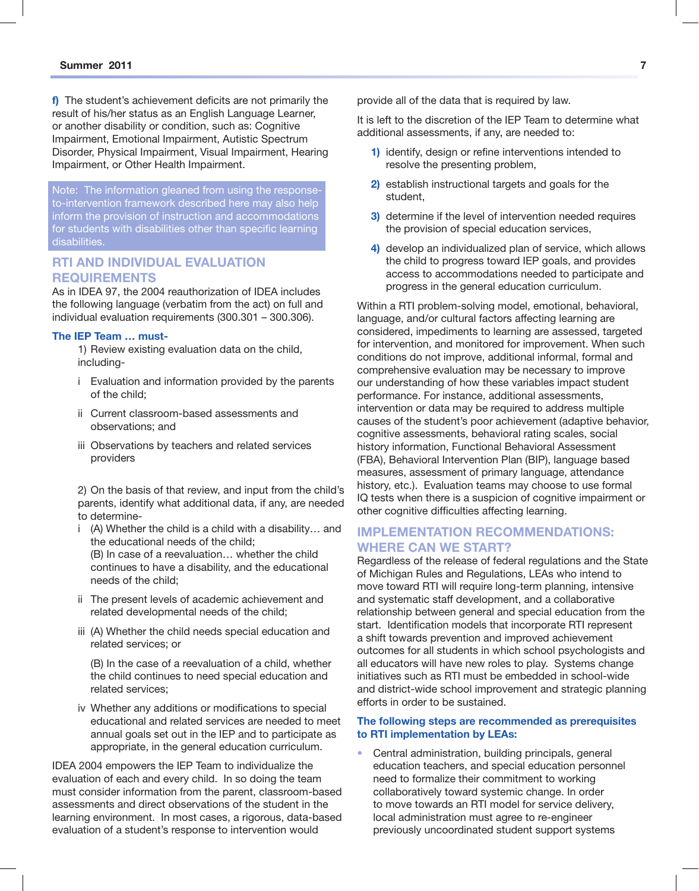**f)** The student's achievement deficits are not primarily the result of his/her status as an English Language Learner, or another disability or condition, such as: Cognitive Impairment, Emotional Impairment, Autistic Spectrum Disorder, Physical Impairment, Visual Impairment, Hearing Impairment, or Other Health Impairment.

> Note: The information gleaned from using the response-to-intervention framework described here may also help inform the provision of instruction and accommodations for students with disabilities other than specific learning disabilities.

## RTI AND INDIVIDUAL EVALUATION REQUIREMENTS

As in IDEA 97, the 2004 reauthorization of IDEA includes the following language (verbatim from the act) on full and individual evaluation requirements (300.301 – 300.306).

**The IEP Team … must-**

1) Review existing evaluation data on the child, including-

- i Evaluation and information provided by the parents of the child;
- ii Current classroom-based assessments and observations; and
- iii Observations by teachers and related services providers

2) On the basis of that review, and input from the child's parents, identify what additional data, if any, are needed to determine-

- i (A) Whether the child is a child with a disability… and the educational needs of the child;
  (B) In case of a reevaluation… whether the child continues to have a disability, and the educational needs of the child;
- ii The present levels of academic achievement and related developmental needs of the child;
- iii (A) Whether the child needs special education and related services; or

  (B) In the case of a reevaluation of a child, whether the child continues to need special education and related services;
- iv Whether any additions or modifications to special educational and related services are needed to meet annual goals set out in the IEP and to participate as appropriate, in the general education curriculum.

IDEA 2004 empowers the IEP Team to individualize the evaluation of each and every child. In so doing the team must consider information from the parent, classroom-based assessments and direct observations of the student in the learning environment. In most cases, a rigorous, data-based evaluation of a student's response to intervention would provide all of the data that is required by law.

It is left to the discretion of the IEP Team to determine what additional assessments, if any, are needed to:

1) identify, design or refine interventions intended to resolve the presenting problem,

2) establish instructional targets and goals for the student,

3) determine if the level of intervention needed requires the provision of special education services,

4) develop an individualized plan of service, which allows the child to progress toward IEP goals, and provides access to accommodations needed to participate and progress in the general education curriculum.

Within a RTI problem-solving model, emotional, behavioral, language, and/or cultural factors affecting learning are considered, impediments to learning are assessed, targeted for intervention, and monitored for improvement. When such conditions do not improve, additional informal, formal and comprehensive evaluation may be necessary to improve our understanding of how these variables impact student performance. For instance, additional assessments, intervention or data may be required to address multiple causes of the student's poor achievement (adaptive behavior, cognitive assessments, behavioral rating scales, social history information, Functional Behavioral Assessment (FBA), Behavioral Intervention Plan (BIP), language based measures, assessment of primary language, attendance history, etc.). Evaluation teams may choose to use formal IQ tests when there is a suspicion of cognitive impairment or other cognitive difficulties affecting learning.

## IMPLEMENTATION RECOMMENDATIONS: WHERE CAN WE START?

Regardless of the release of federal regulations and the State of Michigan Rules and Regulations, LEAs who intend to move toward RTI will require long-term planning, intensive and systematic staff development, and a collaborative relationship between general and special education from the start. Identification models that incorporate RTI represent a shift towards prevention and improved achievement outcomes for all students in which school psychologists and all educators will have new roles to play. Systems change initiatives such as RTI must be embedded in school-wide and district-wide school improvement and strategic planning efforts in order to be sustained.

**The following steps are recommended as prerequisites to RTI implementation by LEAs:**

- Central administration, building principals, general education teachers, and special education personnel need to formalize their commitment to working collaboratively toward systemic change. In order to move towards an RTI model for service delivery, local administration must agree to re-engineer previously uncoordinated student support systems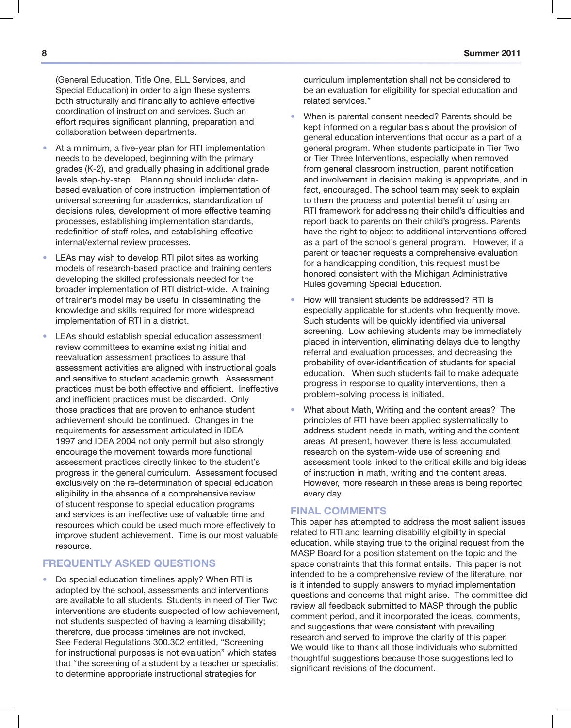(General Education, Title One, ELL Services, and Special Education) in order to align these systems both structurally and financially to achieve effective coordination of instruction and services. Such an effort requires significant planning, preparation and collaboration between departments.

- At a minimum, a five-year plan for RTI implementation needs to be developed, beginning with the primary grades (K-2), and gradually phasing in additional grade levels step-by-step. Planning should include: data-based evaluation of core instruction, implementation of universal screening for academics, standardization of decisions rules, development of more effective teaming processes, establishing implementation standards, redefinition of staff roles, and establishing effective internal/external review processes.
- LEAs may wish to develop RTI pilot sites as working models of research-based practice and training centers developing the skilled professionals needed for the broader implementation of RTI district-wide. A training of trainer's model may be useful in disseminating the knowledge and skills required for more widespread implementation of RTI in a district.
- LEAs should establish special education assessment review committees to examine existing initial and reevaluation assessment practices to assure that assessment activities are aligned with instructional goals and sensitive to student academic growth. Assessment practices must be both effective and efficient. Ineffective and inefficient practices must be discarded. Only those practices that are proven to enhance student achievement should be continued. Changes in the requirements for assessment articulated in IDEA 1997 and IDEA 2004 not only permit but also strongly encourage the movement towards more functional assessment practices directly linked to the student's progress in the general curriculum. Assessment focused exclusively on the re-determination of special education eligibility in the absence of a comprehensive review of student response to special education programs and services is an ineffective use of valuable time and resources which could be used much more effectively to improve student achievement. Time is our most valuable resource.

## FREQUENTLY ASKED QUESTIONS

- Do special education timelines apply? When RTI is adopted by the school, assessments and interventions are available to all students. Students in need of Tier Two interventions are students suspected of low achievement, not students suspected of having a learning disability; therefore, due process timelines are not invoked. See Federal Regulations 300.302 entitled, "Screening for instructional purposes is not evaluation" which states that "the screening of a student by a teacher or specialist to determine appropriate instructional strategies for curriculum implementation shall not be considered to be an evaluation for eligibility for special education and related services."
- When is parental consent needed? Parents should be kept informed on a regular basis about the provision of general education interventions that occur as a part of a general program. When students participate in Tier Two or Tier Three Interventions, especially when removed from general classroom instruction, parent notification and involvement in decision making is appropriate, and in fact, encouraged. The school team may seek to explain to them the process and potential benefit of using an RTI framework for addressing their child's difficulties and report back to parents on their child's progress. Parents have the right to object to additional interventions offered as a part of the school's general program. However, if a parent or teacher requests a comprehensive evaluation for a handicapping condition, this request must be honored consistent with the Michigan Administrative Rules governing Special Education.
- How will transient students be addressed? RTI is especially applicable for students who frequently move. Such students will be quickly identified via universal screening. Low achieving students may be immediately placed in intervention, eliminating delays due to lengthy referral and evaluation processes, and decreasing the probability of over-identification of students for special education. When such students fail to make adequate progress in response to quality interventions, then a problem-solving process is initiated.
- What about Math, Writing and the content areas? The principles of RTI have been applied systematically to address student needs in math, writing and the content areas. At present, however, there is less accumulated research on the system-wide use of screening and assessment tools linked to the critical skills and big ideas of instruction in math, writing and the content areas. However, more research in these areas is being reported every day.

## FINAL COMMENTS

This paper has attempted to address the most salient issues related to RTI and learning disability eligibility in special education, while staying true to the original request from the MASP Board for a position statement on the topic and the space constraints that this format entails. This paper is not intended to be a comprehensive review of the literature, nor is it intended to supply answers to myriad implementation questions and concerns that might arise. The committee did review all feedback submitted to MASP through the public comment period, and it incorporated the ideas, comments, and suggestions that were consistent with prevailing research and served to improve the clarity of this paper. We would like to thank all those individuals who submitted thoughtful suggestions because those suggestions led to significant revisions of the document.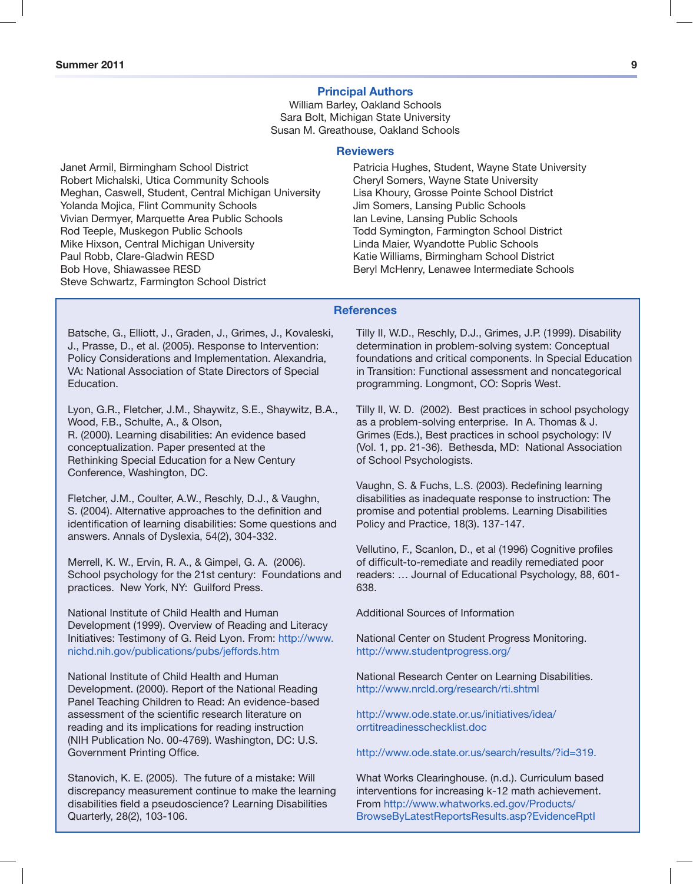## Principal Authors

William Barley, Oakland Schools
Sara Bolt, Michigan State University
Susan M. Greathouse, Oakland Schools

## Reviewers

Janet Armil, Birmingham School District
Robert Michalski, Utica Community Schools
Meghan, Caswell, Student, Central Michigan University
Yolanda Mojica, Flint Community Schools
Vivian Dermyer, Marquette Area Public Schools
Rod Teeple, Muskegon Public Schools
Mike Hixson, Central Michigan University
Paul Robb, Clare-Gladwin RESD
Bob Hove, Shiawassee RESD
Steve Schwartz, Farmington School District
Patricia Hughes, Student, Wayne State University
Cheryl Somers, Wayne State University
Lisa Khoury, Grosse Pointe School District
Jim Somers, Lansing Public Schools
Ian Levine, Lansing Public Schools
Todd Symington, Farmington School District
Linda Maier, Wyandotte Public Schools
Katie Williams, Birmingham School District
Beryl McHenry, Lenawee Intermediate Schools

## References

Batsche, G., Elliott, J., Graden, J., Grimes, J., Kovaleski, J., Prasse, D., et al. (2005). Response to Intervention: Policy Considerations and Implementation. Alexandria, VA: National Association of State Directors of Special Education.

Lyon, G.R., Fletcher, J.M., Shaywitz, S.E., Shaywitz, B.A., Wood, F.B., Schulte, A., & Olson, R. (2000). Learning disabilities: An evidence based conceptualization. Paper presented at the Rethinking Special Education for a New Century Conference, Washington, DC.

Fletcher, J.M., Coulter, A.W., Reschly, D.J., & Vaughn, S. (2004). Alternative approaches to the definition and identification of learning disabilities: Some questions and answers. Annals of Dyslexia, 54(2), 304-332.

Merrell, K. W., Ervin, R. A., & Gimpel, G. A. (2006). School psychology for the 21st century: Foundations and practices. New York, NY: Guilford Press.

National Institute of Child Health and Human Development (1999). Overview of Reading and Literacy Initiatives: Testimony of G. Reid Lyon. From: http://www.nichd.nih.gov/publications/pubs/jeffords.htm

National Institute of Child Health and Human Development. (2000). Report of the National Reading Panel Teaching Children to Read: An evidence-based assessment of the scientific research literature on reading and its implications for reading instruction (NIH Publication No. 00-4769). Washington, DC: U.S. Government Printing Office.

Stanovich, K. E. (2005). The future of a mistake: Will discrepancy measurement continue to make the learning disabilities field a pseudoscience? Learning Disabilities Quarterly, 28(2), 103-106.

Tilly II, W.D., Reschly, D.J., Grimes, J.P. (1999). Disability determination in problem-solving system: Conceptual foundations and critical components. In Special Education in Transition: Functional assessment and noncategorical programming. Longmont, CO: Sopris West.

Tilly II, W. D. (2002). Best practices in school psychology as a problem-solving enterprise. In A. Thomas & J. Grimes (Eds.), Best practices in school psychology: IV (Vol. 1, pp. 21-36). Bethesda, MD: National Association of School Psychologists.

Vaughn, S. & Fuchs, L.S. (2003). Redefining learning disabilities as inadequate response to instruction: The promise and potential problems. Learning Disabilities Policy and Practice, 18(3). 137-147.

Vellutino, F., Scanlon, D., et al (1996) Cognitive profiles of difficult-to-remediate and readily remediated poor readers: … Journal of Educational Psychology, 88, 601-638.

Additional Sources of Information

National Center on Student Progress Monitoring. http://www.studentprogress.org/

National Research Center on Learning Disabilities. http://www.nrcld.org/research/rti.shtml

http://www.ode.state.or.us/initiatives/idea/orrtitreadinesschecklist.doc

http://www.ode.state.or.us/search/results/?id=319.

What Works Clearinghouse. (n.d.). Curriculum based interventions for increasing k-12 math achievement. From http://www.whatworks.ed.gov/Products/BrowseByLatestReportsResults.asp?EvidenceRptI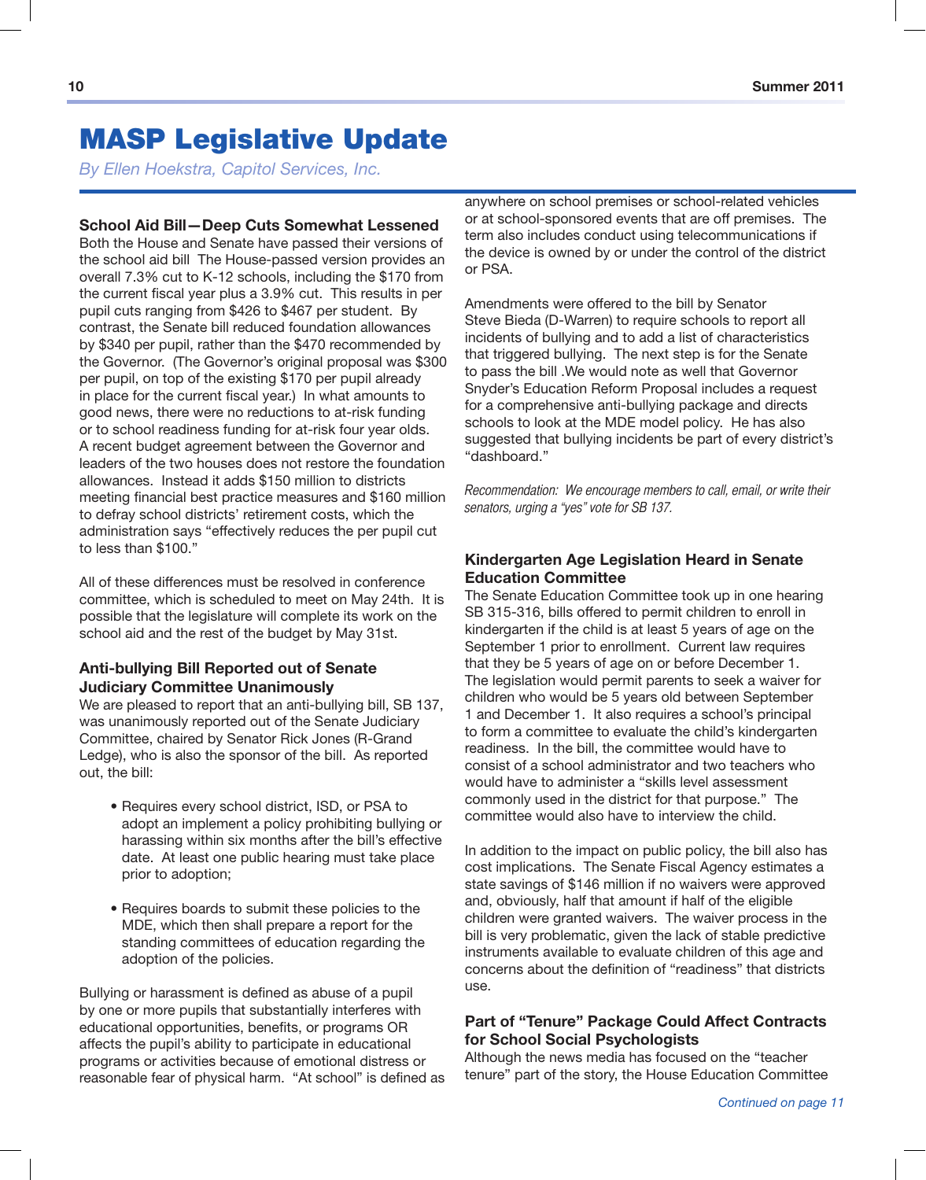# MASP Legislative Update

*By Ellen Hoekstra, Capitol Services, Inc.*

**School Aid Bill—Deep Cuts Somewhat Lessened**

Both the House and Senate have passed their versions of the school aid bill The House-passed version provides an overall 7.3% cut to K-12 schools, including the $170 from the current fiscal year plus a 3.9% cut. This results in per pupil cuts ranging from $426 to $467 per student. By contrast, the Senate bill reduced foundation allowances by $340 per pupil, rather than the $470 recommended by the Governor. (The Governor's original proposal was $300 per pupil, on top of the existing $170 per pupil already in place for the current fiscal year.) In what amounts to good news, there were no reductions to at-risk funding or to school readiness funding for at-risk four year olds. A recent budget agreement between the Governor and leaders of the two houses does not restore the foundation allowances. Instead it adds $150 million to districts meeting financial best practice measures and $160 million to defray school districts' retirement costs, which the administration says "effectively reduces the per pupil cut to less than $100."

All of these differences must be resolved in conference committee, which is scheduled to meet on May 24th. It is possible that the legislature will complete its work on the school aid and the rest of the budget by May 31st.

**Anti-bullying Bill Reported out of Senate Judiciary Committee Unanimously**

We are pleased to report that an anti-bullying bill, SB 137, was unanimously reported out of the Senate Judiciary Committee, chaired by Senator Rick Jones (R-Grand Ledge), who is also the sponsor of the bill. As reported out, the bill:

- Requires every school district, ISD, or PSA to adopt an implement a policy prohibiting bullying or harassing within six months after the bill's effective date. At least one public hearing must take place prior to adoption;
- Requires boards to submit these policies to the MDE, which then shall prepare a report for the standing committees of education regarding the adoption of the policies.

Bullying or harassment is defined as abuse of a pupil by one or more pupils that substantially interferes with educational opportunities, benefits, or programs OR affects the pupil's ability to participate in educational programs or activities because of emotional distress or reasonable fear of physical harm. "At school" is defined as anywhere on school premises or school-related vehicles or at school-sponsored events that are off premises. The term also includes conduct using telecommunications if the device is owned by or under the control of the district or PSA.

Amendments were offered to the bill by Senator Steve Bieda (D-Warren) to require schools to report all incidents of bullying and to add a list of characteristics that triggered bullying. The next step is for the Senate to pass the bill .We would note as well that Governor Snyder's Education Reform Proposal includes a request for a comprehensive anti-bullying package and directs schools to look at the MDE model policy. He has also suggested that bullying incidents be part of every district's "dashboard."

*Recommendation: We encourage members to call, email, or write their senators, urging a "yes" vote for SB 137.*

**Kindergarten Age Legislation Heard in Senate Education Committee**

The Senate Education Committee took up in one hearing SB 315-316, bills offered to permit children to enroll in kindergarten if the child is at least 5 years of age on the September 1 prior to enrollment. Current law requires that they be 5 years of age on or before December 1. The legislation would permit parents to seek a waiver for children who would be 5 years old between September 1 and December 1. It also requires a school's principal to form a committee to evaluate the child's kindergarten readiness. In the bill, the committee would have to consist of a school administrator and two teachers who would have to administer a "skills level assessment commonly used in the district for that purpose." The committee would also have to interview the child.

In addition to the impact on public policy, the bill also has cost implications. The Senate Fiscal Agency estimates a state savings of $146 million if no waivers were approved and, obviously, half that amount if half of the eligible children were granted waivers. The waiver process in the bill is very problematic, given the lack of stable predictive instruments available to evaluate children of this age and concerns about the definition of "readiness" that districts use.

**Part of "Tenure" Package Could Affect Contracts for School Social Psychologists**

Although the news media has focused on the "teacher tenure" part of the story, the House Education Committee

*Continued on page 11*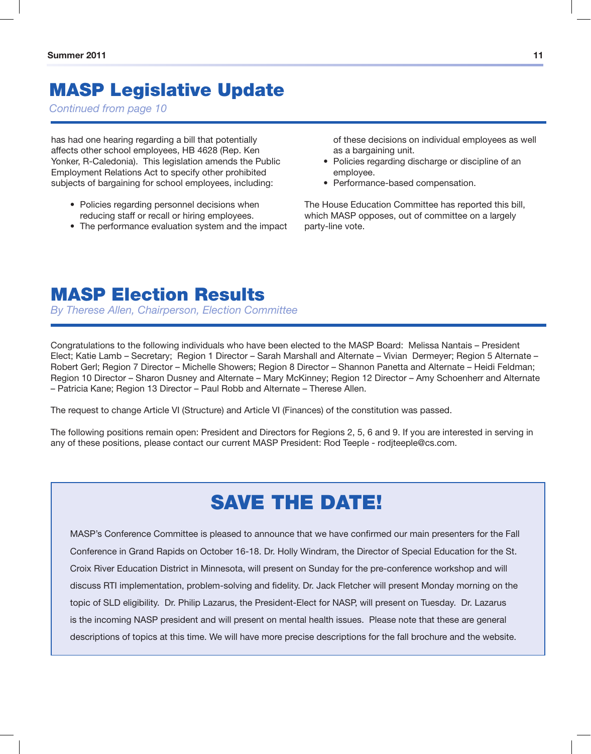# MASP Legislative Update

*Continued from page 10*

has had one hearing regarding a bill that potentially affects other school employees, HB 4628 (Rep. Ken Yonker, R-Caledonia). This legislation amends the Public Employment Relations Act to specify other prohibited subjects of bargaining for school employees, including:

- Policies regarding personnel decisions when reducing staff or recall or hiring employees.
- The performance evaluation system and the impact of these decisions on individual employees as well as a bargaining unit.
- Policies regarding discharge or discipline of an employee.
- Performance-based compensation.

The House Education Committee has reported this bill, which MASP opposes, out of committee on a largely party-line vote.

# MASP Election Results

*By Therese Allen, Chairperson, Election Committee*

Congratulations to the following individuals who have been elected to the MASP Board: Melissa Nantais – President Elect; Katie Lamb – Secretary; Region 1 Director – Sarah Marshall and Alternate – Vivian Dermeyer; Region 5 Alternate – Robert Gerl; Region 7 Director – Michelle Showers; Region 8 Director – Shannon Panetta and Alternate – Heidi Feldman; Region 10 Director – Sharon Dusney and Alternate – Mary McKinney; Region 12 Director – Amy Schoenherr and Alternate – Patricia Kane; Region 13 Director – Paul Robb and Alternate – Therese Allen.

The request to change Article VI (Structure) and Article VI (Finances) of the constitution was passed.

The following positions remain open: President and Directors for Regions 2, 5, 6 and 9. If you are interested in serving in any of these positions, please contact our current MASP President: Rod Teeple - rodjteeple@cs.com.

## SAVE THE DATE!

MASP's Conference Committee is pleased to announce that we have confirmed our main presenters for the Fall Conference in Grand Rapids on October 16-18. Dr. Holly Windram, the Director of Special Education for the St. Croix River Education District in Minnesota, will present on Sunday for the pre-conference workshop and will discuss RTI implementation, problem-solving and fidelity. Dr. Jack Fletcher will present Monday morning on the topic of SLD eligibility. Dr. Philip Lazarus, the President-Elect for NASP, will present on Tuesday. Dr. Lazarus is the incoming NASP president and will present on mental health issues. Please note that these are general descriptions of topics at this time. We will have more precise descriptions for the fall brochure and the website.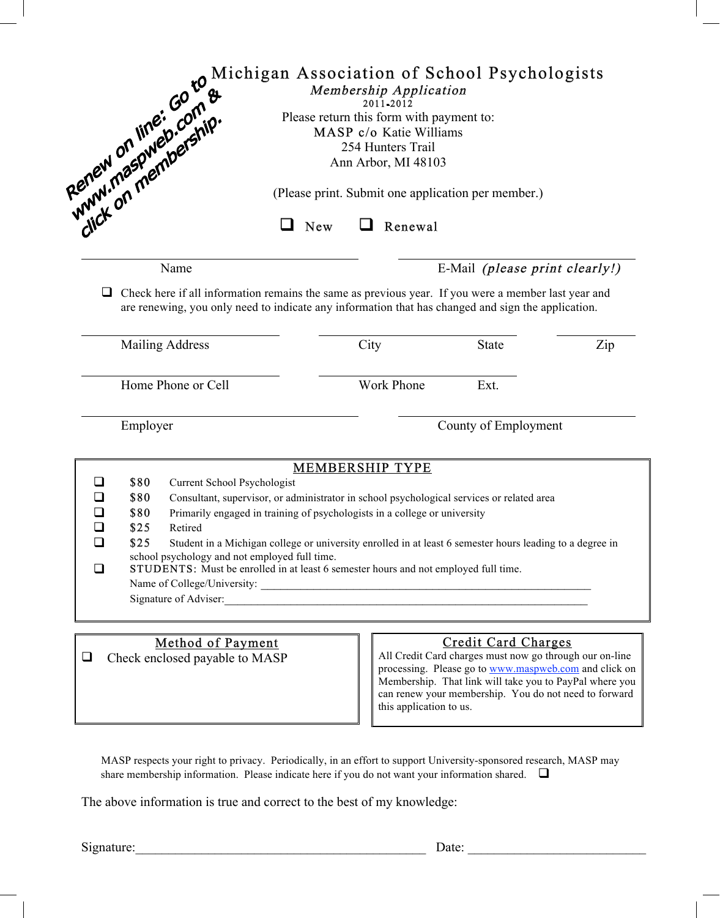Renew on line: Go to www.maspweb.com & click on membership.

# Michigan Association of School Psychologists

*Membership Application*

2011-2012

Please return this form with payment to:
MASP c/o Katie Williams
254 Hunters Trail
Ann Arbor, MI 48103

(Please print. Submit one application per member.)

❑ New ❑ Renewal

Name ______________________ E-Mail *(please print clearly!)* ______________________

❑ Check here if all information remains the same as previous year. If you were a member last year and are renewing, you only need to indicate any information that has changed and sign the application.

Mailing Address ______________________ City ______________ State ______ Zip ______

Home Phone or Cell ______________________ Work Phone ______________ Ext. ______

Employer ______________________ County of Employment ______________________

## MEMBERSHIP TYPE

- ❑ $80 Current School Psychologist
- ❑ $80 Consultant, supervisor, or administrator in school psychological services or related area
- ❑ $80 Primarily engaged in training of psychologists in a college or university
- ❑ $25 Retired
- ❑ $25 Student in a Michigan college or university enrolled in at least 6 semester hours leading to a degree in school psychology and not employed full time.
- ❑ STUDENTS: Must be enrolled in at least 6 semester hours and not employed full time.
  Name of College/University: ______________________________
  Signature of Adviser: ______________________________

## Method of Payment

❑ Check enclosed payable to MASP

## Credit Card Charges

All Credit Card charges must now go through our on-line processing. Please go to www.maspweb.com and click on Membership. That link will take you to PayPal where you can renew your membership. You do not need to forward this application to us.

MASP respects your right to privacy. Periodically, in an effort to support University-sponsored research, MASP may share membership information. Please indicate here if you do not want your information shared. ❑

The above information is true and correct to the best of my knowledge:

Signature: ______________________________ Date: ______________________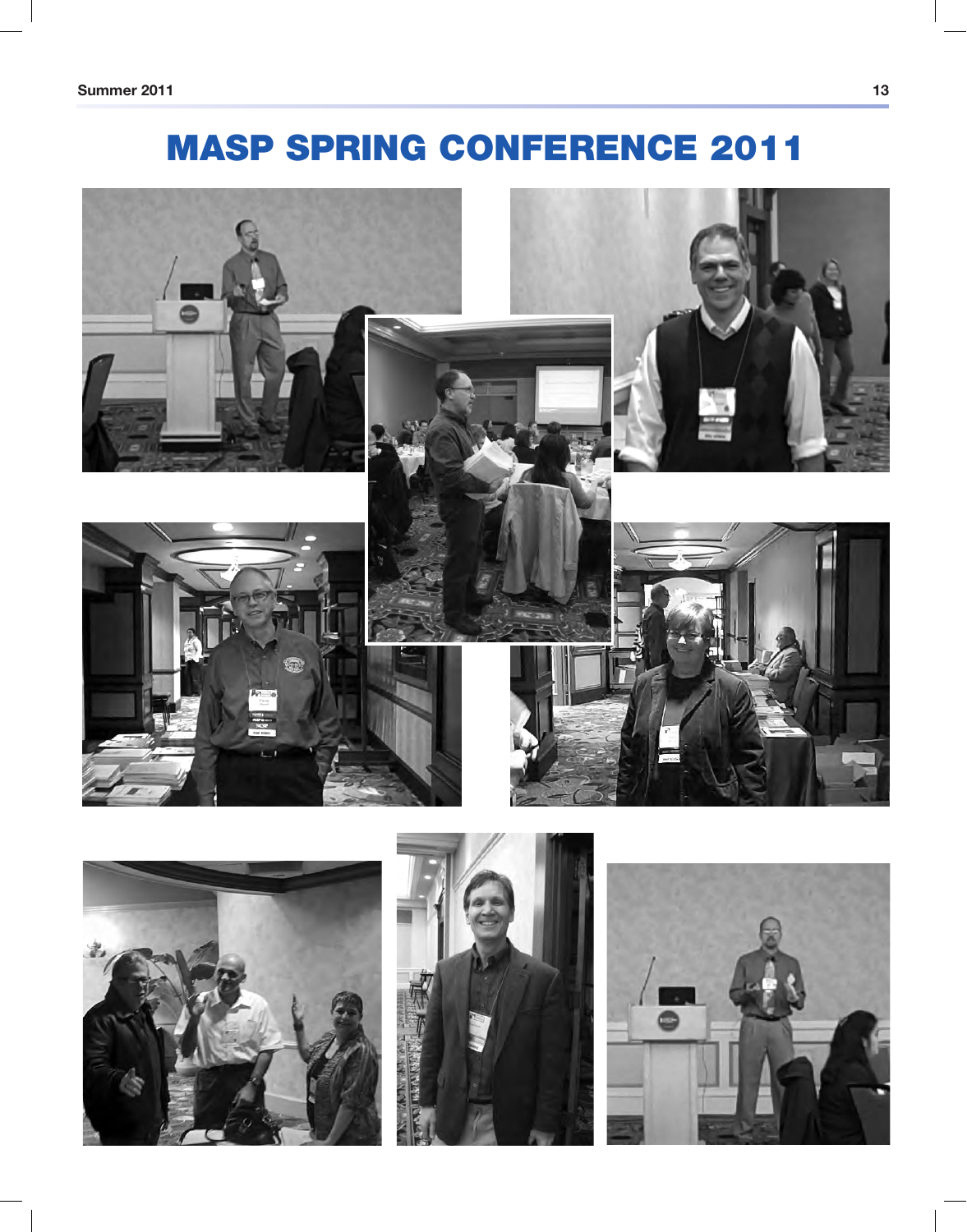# MASP SPRING CONFERENCE 2011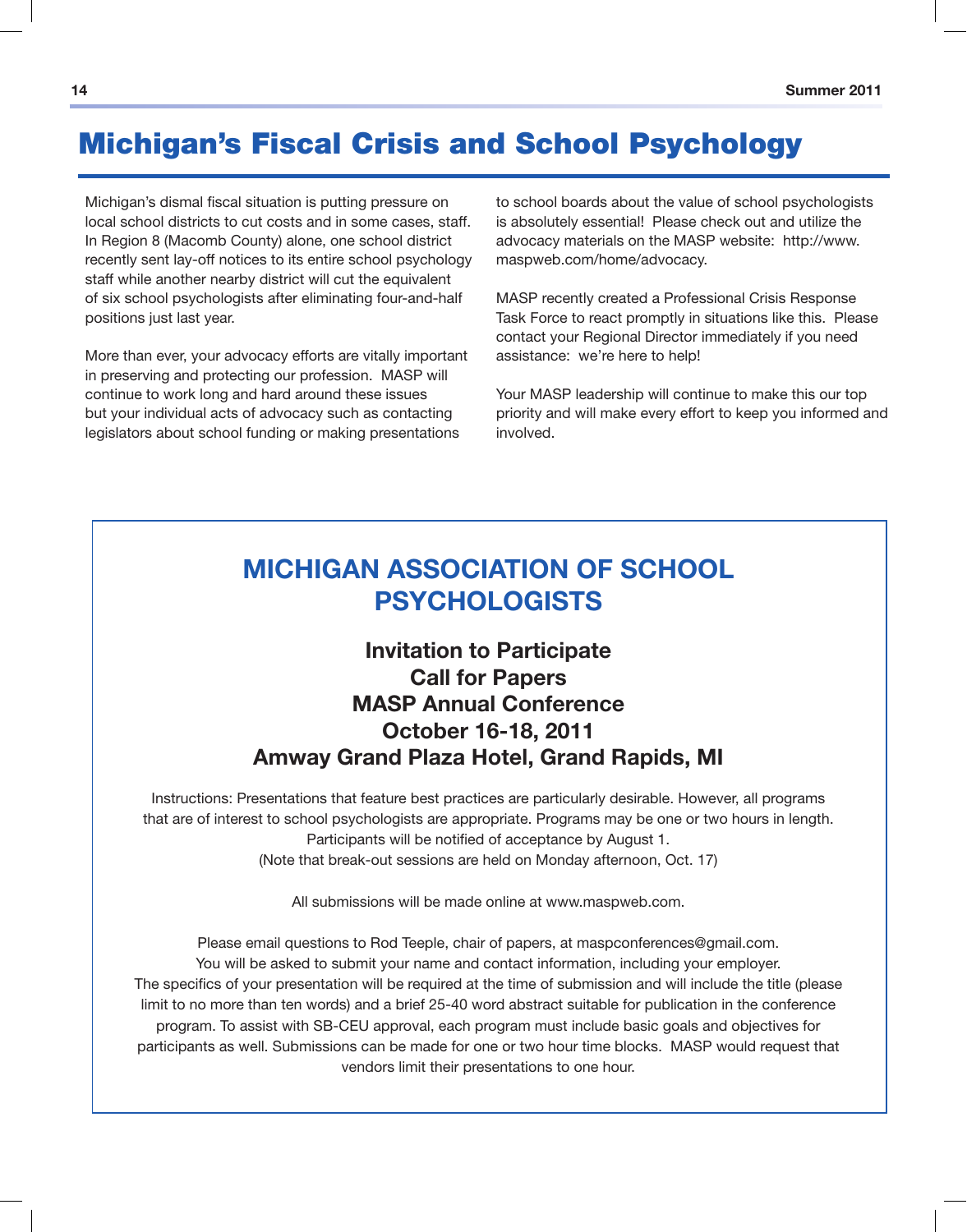# Michigan's Fiscal Crisis and School Psychology

Michigan's dismal fiscal situation is putting pressure on local school districts to cut costs and in some cases, staff. In Region 8 (Macomb County) alone, one school district recently sent lay-off notices to its entire school psychology staff while another nearby district will cut the equivalent of six school psychologists after eliminating four-and-half positions just last year.

More than ever, your advocacy efforts are vitally important in preserving and protecting our profession. MASP will continue to work long and hard around these issues but your individual acts of advocacy such as contacting legislators about school funding or making presentations to school boards about the value of school psychologists is absolutely essential! Please check out and utilize the advocacy materials on the MASP website: http://www.maspweb.com/home/advocacy.

MASP recently created a Professional Crisis Response Task Force to react promptly in situations like this. Please contact your Regional Director immediately if you need assistance: we're here to help!

Your MASP leadership will continue to make this our top priority and will make every effort to keep you informed and involved.

## MICHIGAN ASSOCIATION OF SCHOOL PSYCHOLOGISTS

**Invitation to Participate**
**Call for Papers**
**MASP Annual Conference**
**October 16-18, 2011**
**Amway Grand Plaza Hotel, Grand Rapids, MI**

Instructions: Presentations that feature best practices are particularly desirable. However, all programs that are of interest to school psychologists are appropriate. Programs may be one or two hours in length. Participants will be notified of acceptance by August 1.
(Note that break-out sessions are held on Monday afternoon, Oct. 17)

All submissions will be made online at www.maspweb.com.

Please email questions to Rod Teeple, chair of papers, at maspconferences@gmail.com.
You will be asked to submit your name and contact information, including your employer.
The specifics of your presentation will be required at the time of submission and will include the title (please limit to no more than ten words) and a brief 25-40 word abstract suitable for publication in the conference program. To assist with SB-CEU approval, each program must include basic goals and objectives for participants as well. Submissions can be made for one or two hour time blocks. MASP would request that vendors limit their presentations to one hour.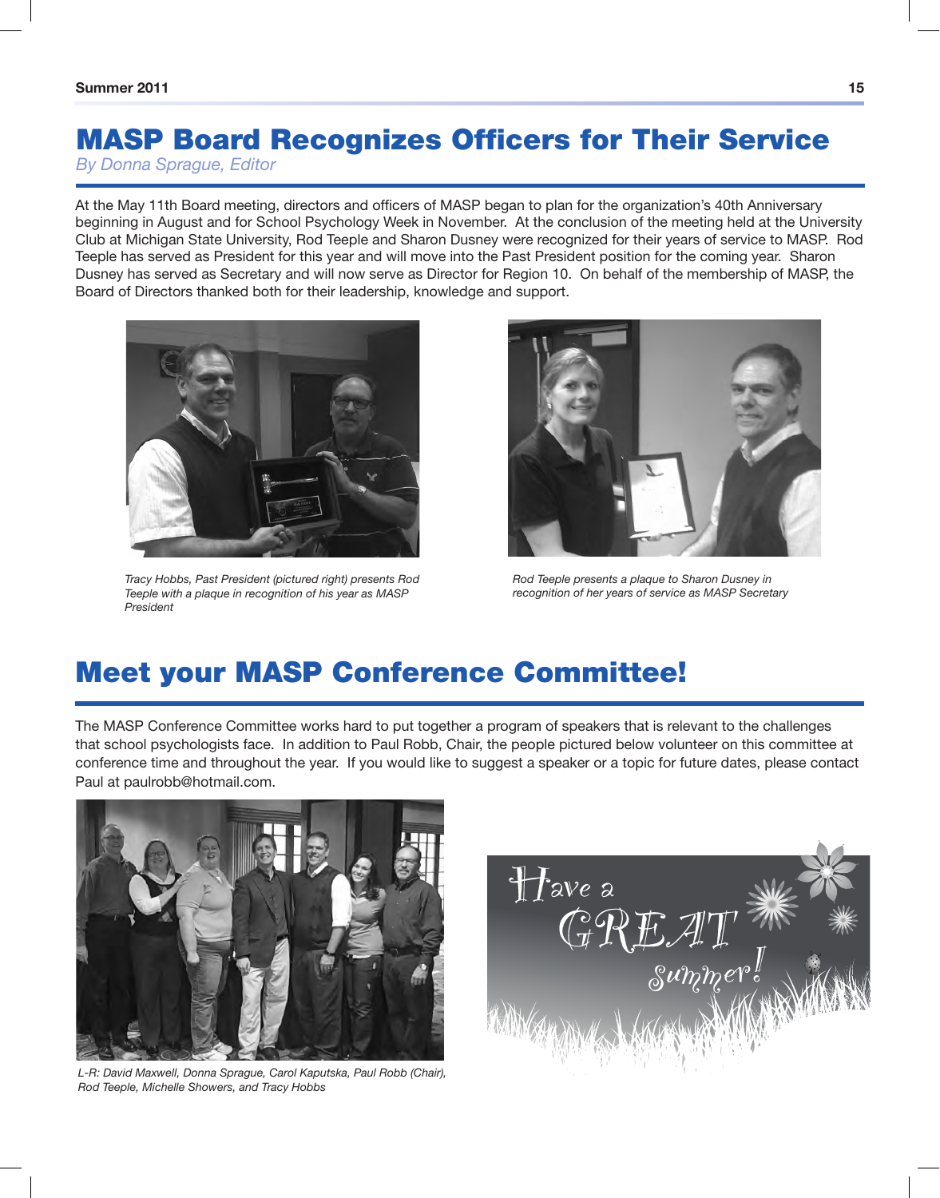# MASP Board Recognizes Officers for Their Service

*By Donna Sprague, Editor*

At the May 11th Board meeting, directors and officers of MASP began to plan for the organization's 40th Anniversary beginning in August and for School Psychology Week in November. At the conclusion of the meeting held at the University Club at Michigan State University, Rod Teeple and Sharon Dusney were recognized for their years of service to MASP. Rod Teeple has served as President for this year and will move into the Past President position for the coming year. Sharon Dusney has served as Secretary and will now serve as Director for Region 10. On behalf of the membership of MASP, the Board of Directors thanked both for their leadership, knowledge and support.

*Tracy Hobbs, Past President (pictured right) presents Rod Teeple with a plaque in recognition of his year as MASP President*

*Rod Teeple presents a plaque to Sharon Dusney in recognition of her years of service as MASP Secretary*

# Meet your MASP Conference Committee!

The MASP Conference Committee works hard to put together a program of speakers that is relevant to the challenges that school psychologists face. In addition to Paul Robb, Chair, the people pictured below volunteer on this committee at conference time and throughout the year. If you would like to suggest a speaker or a topic for future dates, please contact Paul at paulrobb@hotmail.com.

*L-R: David Maxwell, Donna Sprague, Carol Kaputska, Paul Robb (Chair), Rod Teeple, Michelle Showers, and Tracy Hobbs*

Have a GREAT Summer!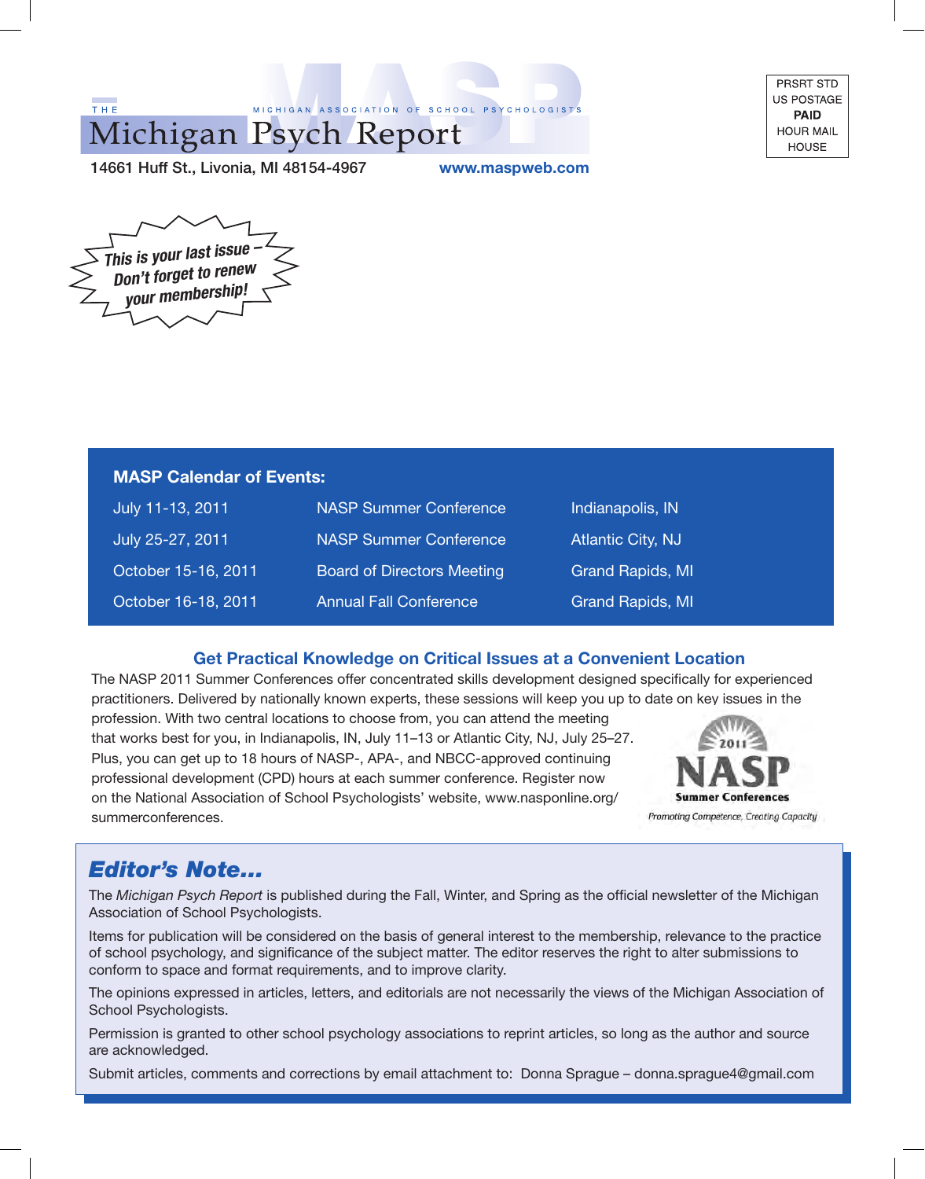THE

MICHIGAN ASSOCIATION OF SCHOOL PSYCHOLOGISTS

# Michigan Psych Report

14661 Huff St., Livonia, MI 48154-4967

www.maspweb.com

PRSRT STD
US POSTAGE
**PAID**
HOUR MAIL
HOUSE

***This is your last issue – Don't forget to renew your membership!***

**MASP Calendar of Events:**

| | | |
|---|---|---|
| July 11-13, 2011 | NASP Summer Conference | Indianapolis, IN |
| July 25-27, 2011 | NASP Summer Conference | Atlantic City, NJ |
| October 15-16, 2011 | Board of Directors Meeting | Grand Rapids, MI |
| October 16-18, 2011 | Annual Fall Conference | Grand Rapids, MI |

## Get Practical Knowledge on Critical Issues at a Convenient Location

The NASP 2011 Summer Conferences offer concentrated skills development designed specifically for experienced practitioners. Delivered by nationally known experts, these sessions will keep you up to date on key issues in the profession. With two central locations to choose from, you can attend the meeting that works best for you, in Indianapolis, IN, July 11–13 or Atlantic City, NJ, July 25–27. Plus, you can get up to 18 hours of NASP-, APA-, and NBCC-approved continuing professional development (CPD) hours at each summer conference. Register now on the National Association of School Psychologists' website, www.nasponline.org/summerconferences.

2011 NASP Summer Conferences

*Promoting Competence, Creating Capacity*

## *Editor's Note...*

The *Michigan Psych Report* is published during the Fall, Winter, and Spring as the official newsletter of the Michigan Association of School Psychologists.

Items for publication will be considered on the basis of general interest to the membership, relevance to the practice of school psychology, and significance of the subject matter. The editor reserves the right to alter submissions to conform to space and format requirements, and to improve clarity.

The opinions expressed in articles, letters, and editorials are not necessarily the views of the Michigan Association of School Psychologists.

Permission is granted to other school psychology associations to reprint articles, so long as the author and source are acknowledged.

Submit articles, comments and corrections by email attachment to: Donna Sprague – donna.sprague4@gmail.com